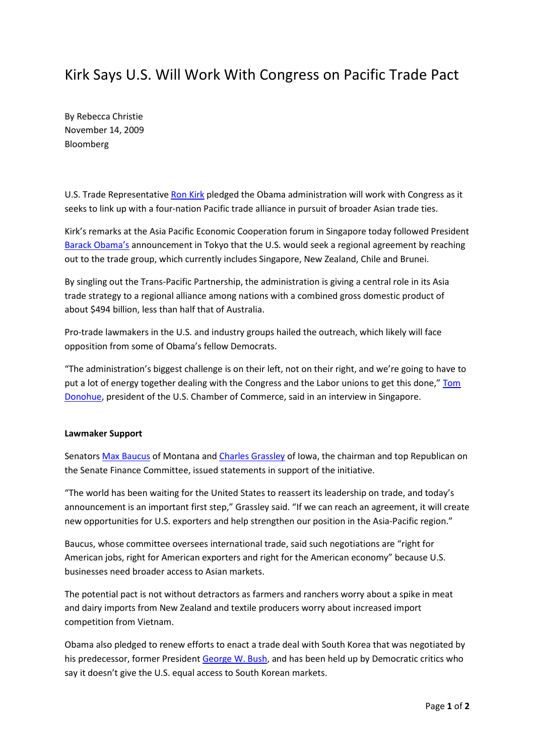# Kirk Says U.S. Will Work With Congress on Pacific Trade Pact

By Rebecca Christie
November 14, 2009
Bloomberg

U.S. Trade Representative Ron Kirk pledged the Obama administration will work with Congress as it seeks to link up with a four-nation Pacific trade alliance in pursuit of broader Asian trade ties.

Kirk's remarks at the Asia Pacific Economic Cooperation forum in Singapore today followed President Barack Obama's announcement in Tokyo that the U.S. would seek a regional agreement by reaching out to the trade group, which currently includes Singapore, New Zealand, Chile and Brunei.

By singling out the Trans-Pacific Partnership, the administration is giving a central role in its Asia trade strategy to a regional alliance among nations with a combined gross domestic product of about $494 billion, less than half that of Australia.

Pro-trade lawmakers in the U.S. and industry groups hailed the outreach, which likely will face opposition from some of Obama's fellow Democrats.

"The administration's biggest challenge is on their left, not on their right, and we're going to have to put a lot of energy together dealing with the Congress and the Labor unions to get this done," Tom Donohue, president of the U.S. Chamber of Commerce, said in an interview in Singapore.

**Lawmaker Support**

Senators Max Baucus of Montana and Charles Grassley of Iowa, the chairman and top Republican on the Senate Finance Committee, issued statements in support of the initiative.

"The world has been waiting for the United States to reassert its leadership on trade, and today's announcement is an important first step," Grassley said. "If we can reach an agreement, it will create new opportunities for U.S. exporters and help strengthen our position in the Asia-Pacific region."

Baucus, whose committee oversees international trade, said such negotiations are "right for American jobs, right for American exporters and right for the American economy" because U.S. businesses need broader access to Asian markets.

The potential pact is not without detractors as farmers and ranchers worry about a spike in meat and dairy imports from New Zealand and textile producers worry about increased import competition from Vietnam.

Obama also pledged to renew efforts to enact a trade deal with South Korea that was negotiated by his predecessor, former President George W. Bush, and has been held up by Democratic critics who say it doesn't give the U.S. equal access to South Korean markets.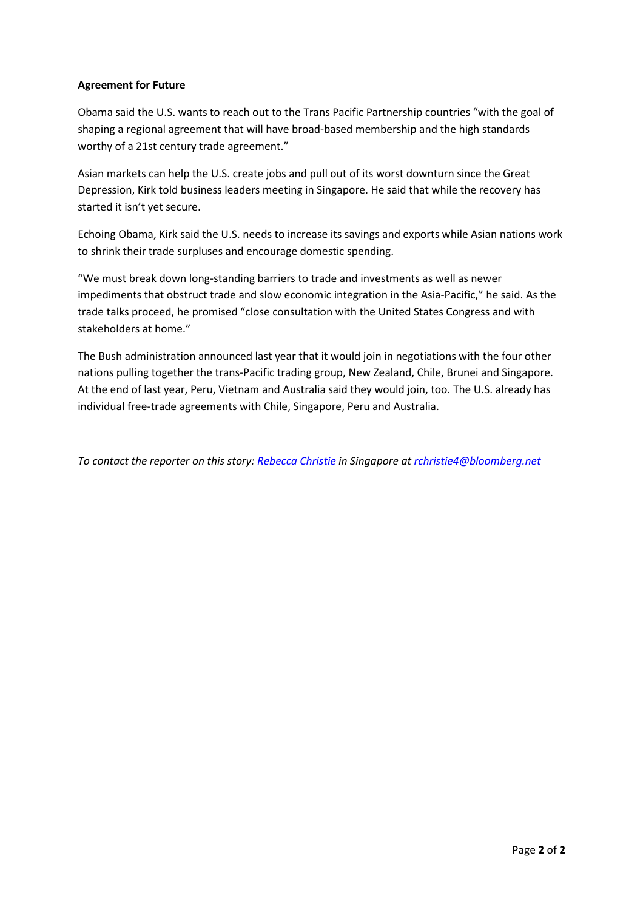**Agreement for Future**

Obama said the U.S. wants to reach out to the Trans Pacific Partnership countries “with the goal of shaping a regional agreement that will have broad-based membership and the high standards worthy of a 21st century trade agreement.”

Asian markets can help the U.S. create jobs and pull out of its worst downturn since the Great Depression, Kirk told business leaders meeting in Singapore. He said that while the recovery has started it isn’t yet secure.

Echoing Obama, Kirk said the U.S. needs to increase its savings and exports while Asian nations work to shrink their trade surpluses and encourage domestic spending.

“We must break down long-standing barriers to trade and investments as well as newer impediments that obstruct trade and slow economic integration in the Asia-Pacific,” he said. As the trade talks proceed, he promised “close consultation with the United States Congress and with stakeholders at home.”

The Bush administration announced last year that it would join in negotiations with the four other nations pulling together the trans-Pacific trading group, New Zealand, Chile, Brunei and Singapore. At the end of last year, Peru, Vietnam and Australia said they would join, too. The U.S. already has individual free-trade agreements with Chile, Singapore, Peru and Australia.

*To contact the reporter on this story: [Rebecca Christie](#) in Singapore at [rchristie4@bloomberg.net](mailto:rchristie4@bloomberg.net)*